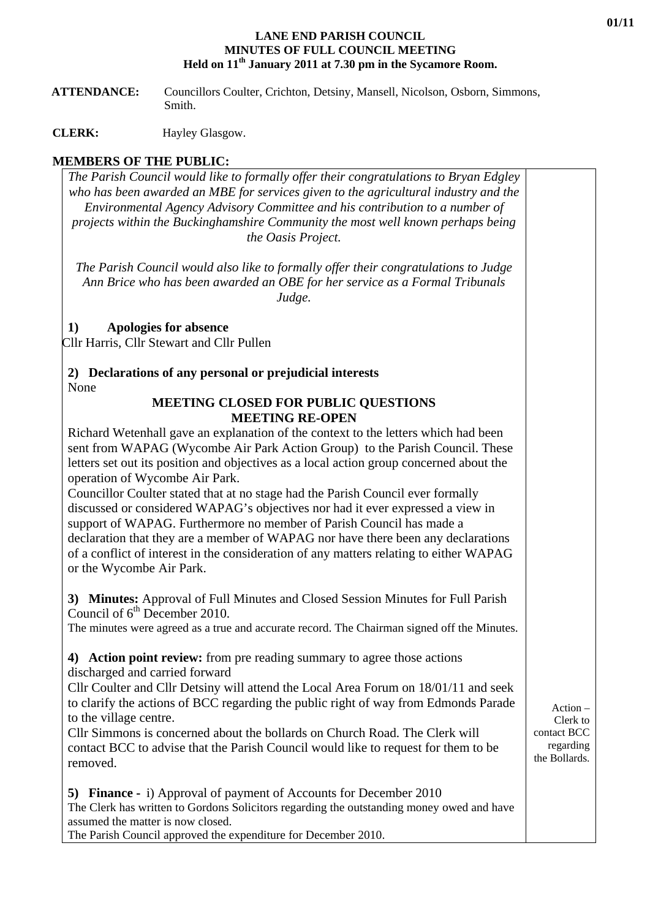**LANE END PARISH COUNCIL**
**MINUTES OF FULL COUNCIL MEETING**
**Held on 11th January 2011 at 7.30 pm in the Sycamore Room.**

**ATTENDANCE:** Councillors Coulter, Crichton, Detsiny, Mansell, Nicolson, Osborn, Simmons, Smith.

**CLERK:** Hayley Glasgow.

**MEMBERS OF THE PUBLIC:**

*The Parish Council would like to formally offer their congratulations to Bryan Edgley who has been awarded an MBE for services given to the agricultural industry and the Environmental Agency Advisory Committee and his contribution to a number of projects within the Buckinghamshire Community the most well known perhaps being the Oasis Project.*

*The Parish Council would also like to formally offer their congratulations to Judge Ann Brice who has been awarded an OBE for her service as a Formal Tribunals Judge.*

**1) Apologies for absence**

Cllr Harris, Cllr Stewart and Cllr Pullen

**2) Declarations of any personal or prejudicial interests**

None

**MEETING CLOSED FOR PUBLIC QUESTIONS**
**MEETING RE-OPEN**

Richard Wetenhall gave an explanation of the context to the letters which had been sent from WAPAG (Wycombe Air Park Action Group) to the Parish Council. These letters set out its position and objectives as a local action group concerned about the operation of Wycombe Air Park.

Councillor Coulter stated that at no stage had the Parish Council ever formally discussed or considered WAPAG's objectives nor had it ever expressed a view in support of WAPAG. Furthermore no member of Parish Council has made a declaration that they are a member of WAPAG nor have there been any declarations of a conflict of interest in the consideration of any matters relating to either WAPAG or the Wycombe Air Park.

**3) Minutes:** Approval of Full Minutes and Closed Session Minutes for Full Parish Council of 6th December 2010.

The minutes were agreed as a true and accurate record. The Chairman signed off the Minutes.

**4) Action point review:** from pre reading summary to agree those actions discharged and carried forward

Cllr Coulter and Cllr Detsiny will attend the Local Area Forum on 18/01/11 and seek to clarify the actions of BCC regarding the public right of way from Edmonds Parade to the village centre.

Cllr Simmons is concerned about the bollards on Church Road. The Clerk will contact BCC to advise that the Parish Council would like to request for them to be removed.

*Action – Clerk to contact BCC regarding the Bollards.*

**5) Finance -** i) Approval of payment of Accounts for December 2010

The Clerk has written to Gordons Solicitors regarding the outstanding money owed and have assumed the matter is now closed.

The Parish Council approved the expenditure for December 2010.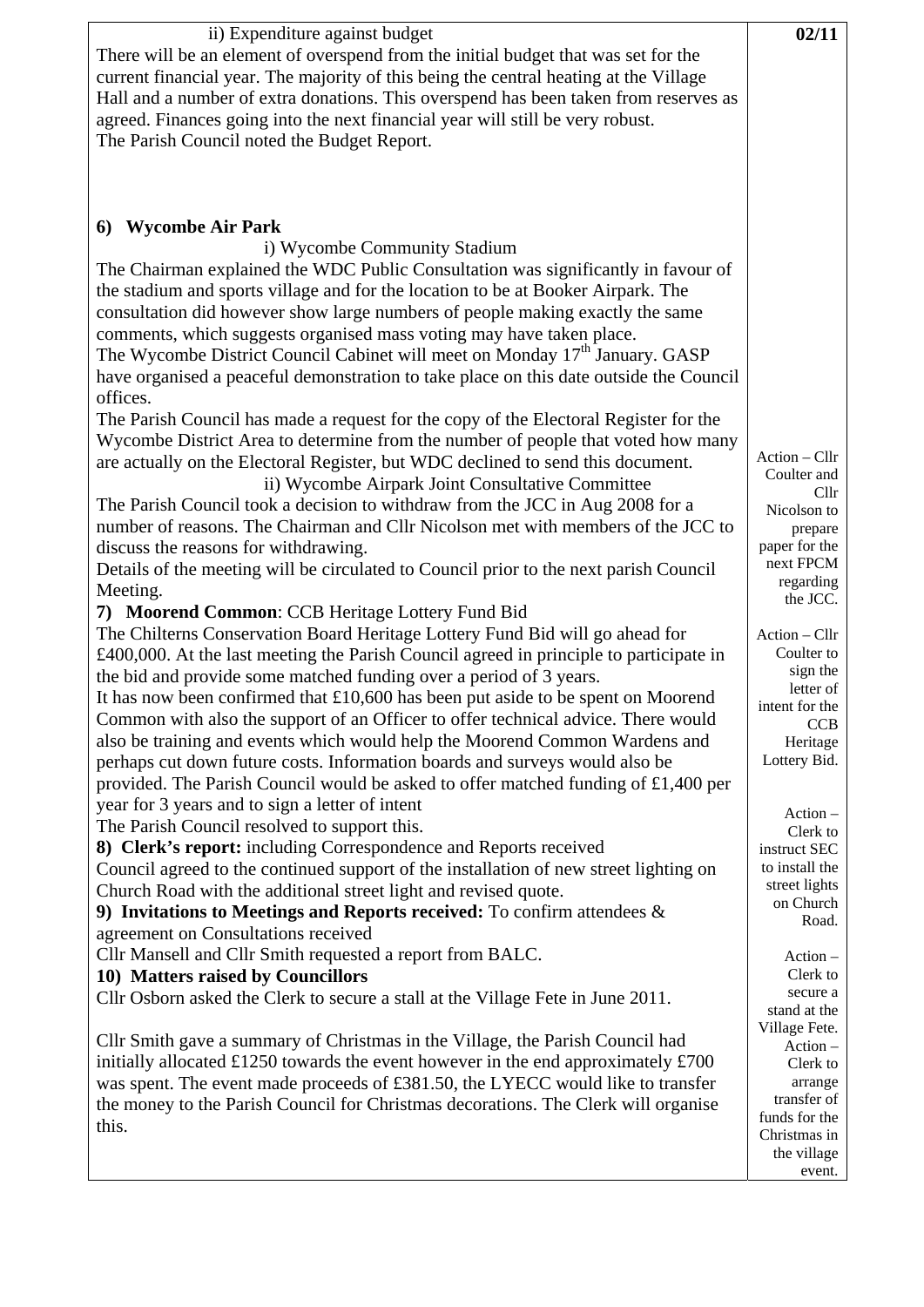| | 02/11 |
|---|---|
| ii) Expenditure against budget<br>There will be an element of overspend from the initial budget that was set for the current financial year. The majority of this being the central heating at the Village Hall and a number of extra donations. This overspend has been taken from reserves as agreed. Finances going into the next financial year will still be very robust.<br>The Parish Council noted the Budget Report. | |
| **6) Wycombe Air Park**<br>i) Wycombe Community Stadium<br>The Chairman explained the WDC Public Consultation was significantly in favour of the stadium and sports village and for the location to be at Booker Airpark. The consultation did however show large numbers of people making exactly the same comments, which suggests organised mass voting may have taken place.<br>The Wycombe District Council Cabinet will meet on Monday 17th January. GASP have organised a peaceful demonstration to take place on this date outside the Council offices.<br>The Parish Council has made a request for the copy of the Electoral Register for the Wycombe District Area to determine from the number of people that voted how many are actually on the Electoral Register, but WDC declined to send this document.<br>ii) Wycombe Airpark Joint Consultative Committee<br>The Parish Council took a decision to withdraw from the JCC in Aug 2008 for a number of reasons. The Chairman and Cllr Nicolson met with members of the JCC to discuss the reasons for withdrawing.<br>Details of the meeting will be circulated to Council prior to the next parish Council Meeting. | Action – Cllr Coulter and Cllr Nicolson to prepare paper for the next FPCM regarding the JCC. |
| **7) Moorend Common**: CCB Heritage Lottery Fund Bid<br>The Chilterns Conservation Board Heritage Lottery Fund Bid will go ahead for £400,000. At the last meeting the Parish Council agreed in principle to participate in the bid and provide some matched funding over a period of 3 years.<br>It has now been confirmed that £10,600 has been put aside to be spent on Moorend Common with also the support of an Officer to offer technical advice. There would also be training and events which would help the Moorend Common Wardens and perhaps cut down future costs. Information boards and surveys would also be provided. The Parish Council would be asked to offer matched funding of £1,400 per year for 3 years and to sign a letter of intent<br>The Parish Council resolved to support this. | Action – Cllr Coulter to sign the letter of intent for the CCB Heritage Lottery Bid. |
| **8) Clerk's report:** including Correspondence and Reports received<br>Council agreed to the continued support of the installation of new street lighting on Church Road with the additional street light and revised quote. | Action – Clerk to instruct SEC to install the street lights on Church Road. |
| **9) Invitations to Meetings and Reports received:** To confirm attendees & agreement on Consultations received<br>Cllr Mansell and Cllr Smith requested a report from BALC. | |
| **10) Matters raised by Councillors**<br>Cllr Osborn asked the Clerk to secure a stall at the Village Fete in June 2011. | Action – Clerk to secure a stand at the Village Fete. |
| Cllr Smith gave a summary of Christmas in the Village, the Parish Council had initially allocated £1250 towards the event however in the end approximately £700 was spent. The event made proceeds of £381.50, the LYECC would like to transfer the money to the Parish Council for Christmas decorations. The Clerk will organise this. | Action – Clerk to arrange transfer of funds for the Christmas in the village event. |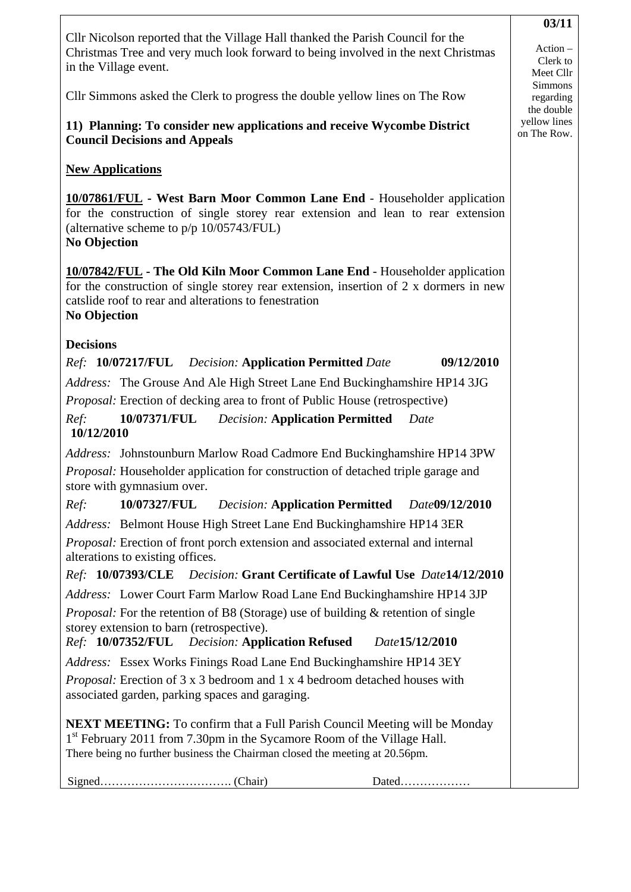Cllr Nicolson reported that the Village Hall thanked the Parish Council for the Christmas Tree and very much look forward to being involved in the next Christmas in the Village event.

Cllr Simmons asked the Clerk to progress the double yellow lines on The Row

Action – Clerk to Meet Cllr Simmons regarding the double yellow lines on The Row.

**11) Planning: To consider new applications and receive Wycombe District Council Decisions and Appeals**

**New Applications**

**10/07861/FUL - West Barn Moor Common Lane End** - Householder application for the construction of single storey rear extension and lean to rear extension (alternative scheme to p/p 10/05743/FUL)
**No Objection**

**10/07842/FUL - The Old Kiln Moor Common Lane End** - Householder application for the construction of single storey rear extension, insertion of 2 x dormers in new catslide roof to rear and alterations to fenestration
**No Objection**

**Decisions**

*Ref:* **10/07217/FUL** *Decision:* **Application Permitted** *Date* **09/12/2010**
*Address:* The Grouse And Ale High Street Lane End Buckinghamshire HP14 3JG
*Proposal:* Erection of decking area to front of Public House (retrospective)

*Ref:* **10/07371/FUL** *Decision:* **Application Permitted** *Date* **10/12/2010**
*Address:* Johnstounburn Marlow Road Cadmore End Buckinghamshire HP14 3PW
*Proposal:* Householder application for construction of detached triple garage and store with gymnasium over.

*Ref:* **10/07327/FUL** *Decision:* **Application Permitted** *Date* **09/12/2010**
*Address:* Belmont House High Street Lane End Buckinghamshire HP14 3ER
*Proposal:* Erection of front porch extension and associated external and internal alterations to existing offices.

*Ref:* **10/07393/CLE** *Decision:* **Grant Certificate of Lawful Use** *Date* **14/12/2010**
*Address:* Lower Court Farm Marlow Road Lane End Buckinghamshire HP14 3JP
*Proposal:* For the retention of B8 (Storage) use of building & retention of single storey extension to barn (retrospective).

*Ref:* **10/07352/FUL** *Decision:* **Application Refused** *Date* **15/12/2010**
*Address:* Essex Works Finings Road Lane End Buckinghamshire HP14 3EY
*Proposal:* Erection of 3 x 3 bedroom and 1 x 4 bedroom detached houses with associated garden, parking spaces and garaging.

**NEXT MEETING:** To confirm that a Full Parish Council Meeting will be Monday 1st February 2011 from 7.30pm in the Sycamore Room of the Village Hall.
There being no further business the Chairman closed the meeting at 20.56pm.

Signed……………………………. (Chair) Dated………………